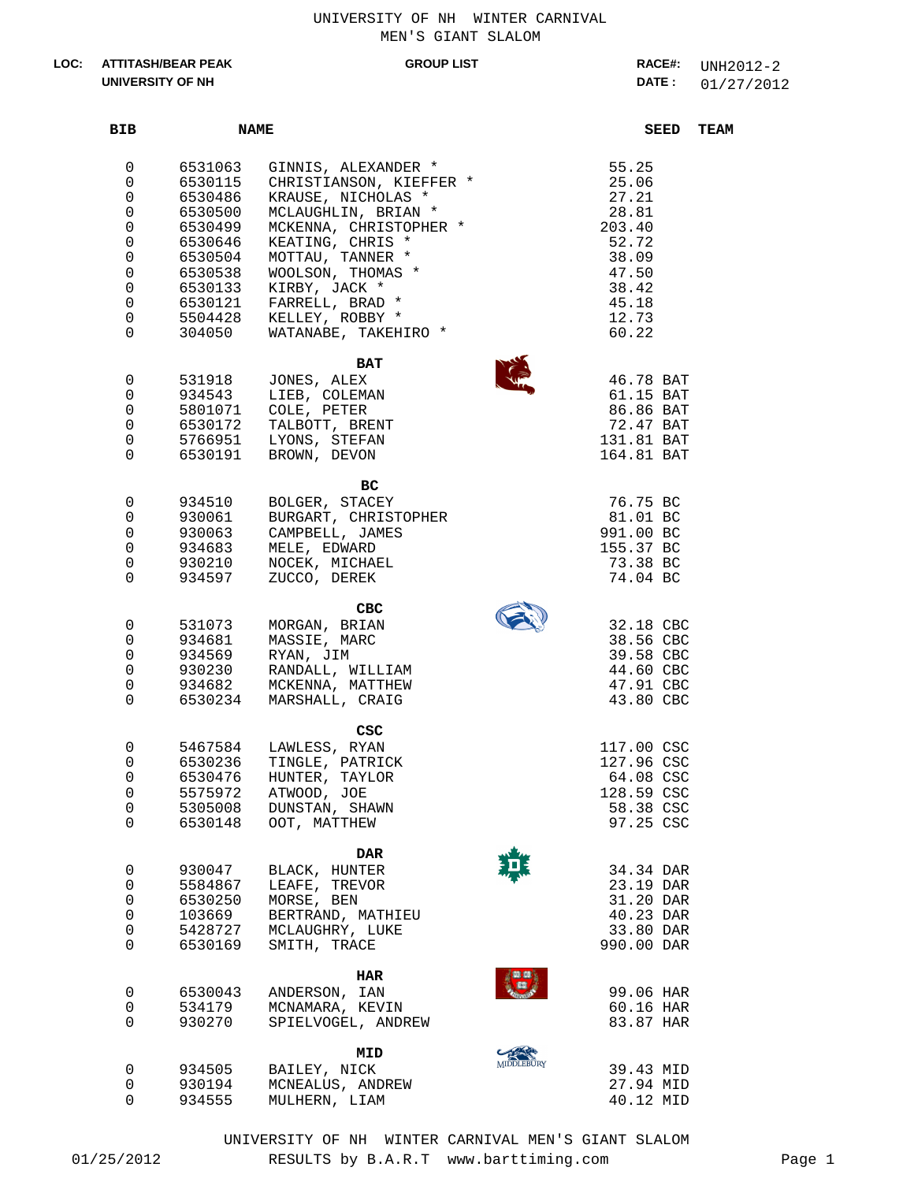# UNIVERSITY OF NH WINTER CARNIVAL
## MEN'S GIANT SLALOM

**LOC:** ATTITASH/BEAR PEAK
UNIVERSITY OF NH

**GROUP LIST**

**RACE#:** UNH2012-2
**DATE :** 01/27/2012

| BIB | | NAME | SEED | TEAM |
|---|---|---|---|---|
| 0 | 6531063 | GINNIS, ALEXANDER * | 55.25 | |
| 0 | 6530115 | CHRISTIANSON, KIEFFER * | 25.06 | |
| 0 | 6530486 | KRAUSE, NICHOLAS * | 27.21 | |
| 0 | 6530500 | MCLAUGHLIN, BRIAN * | 28.81 | |
| 0 | 6530499 | MCKENNA, CHRISTOPHER * | 203.40 | |
| 0 | 6530646 | KEATING, CHRIS * | 52.72 | |
| 0 | 6530504 | MOTTAU, TANNER * | 38.09 | |
| 0 | 6530538 | WOOLSON, THOMAS * | 47.50 | |
| 0 | 6530133 | KIRBY, JACK * | 38.42 | |
| 0 | 6530121 | FARRELL, BRAD * | 45.18 | |
| 0 | 5504428 | KELLEY, ROBBY * | 12.73 | |
| 0 | 304050 | WATANABE, TAKEHIRO * | 60.22 | |
| | | **BAT** | | |
| 0 | 531918 | JONES, ALEX | 46.78 | BAT |
| 0 | 934543 | LIEB, COLEMAN | 61.15 | BAT |
| 0 | 5801071 | COLE, PETER | 86.86 | BAT |
| 0 | 6530172 | TALBOTT, BRENT | 72.47 | BAT |
| 0 | 5766951 | LYONS, STEFAN | 131.81 | BAT |
| 0 | 6530191 | BROWN, DEVON | 164.81 | BAT |
| | | **BC** | | |
| 0 | 934510 | BOLGER, STACEY | 76.75 | BC |
| 0 | 930061 | BURGART, CHRISTOPHER | 81.01 | BC |
| 0 | 930063 | CAMPBELL, JAMES | 991.00 | BC |
| 0 | 934683 | MELE, EDWARD | 155.37 | BC |
| 0 | 930210 | NOCEK, MICHAEL | 73.38 | BC |
| 0 | 934597 | ZUCCO, DEREK | 74.04 | BC |
| | | **CBC** | | |
| 0 | 531073 | MORGAN, BRIAN | 32.18 | CBC |
| 0 | 934681 | MASSIE, MARC | 38.56 | CBC |
| 0 | 934569 | RYAN, JIM | 39.58 | CBC |
| 0 | 930230 | RANDALL, WILLIAM | 44.60 | CBC |
| 0 | 934682 | MCKENNA, MATTHEW | 47.91 | CBC |
| 0 | 6530234 | MARSHALL, CRAIG | 43.80 | CBC |
| | | **CSC** | | |
| 0 | 5467584 | LAWLESS, RYAN | 117.00 | CSC |
| 0 | 6530236 | TINGLE, PATRICK | 127.96 | CSC |
| 0 | 6530476 | HUNTER, TAYLOR | 64.08 | CSC |
| 0 | 5575972 | ATWOOD, JOE | 128.59 | CSC |
| 0 | 5305008 | DUNSTAN, SHAWN | 58.38 | CSC |
| 0 | 6530148 | OOT, MATTHEW | 97.25 | CSC |
| | | **DAR** | | |
| 0 | 930047 | BLACK, HUNTER | 34.34 | DAR |
| 0 | 5584867 | LEAFE, TREVOR | 23.19 | DAR |
| 0 | 6530250 | MORSE, BEN | 31.20 | DAR |
| 0 | 103669 | BERTRAND, MATHIEU | 40.23 | DAR |
| 0 | 5428727 | MCLAUGHRY, LUKE | 33.80 | DAR |
| 0 | 6530169 | SMITH, TRACE | 990.00 | DAR |
| | | **HAR** | | |
| 0 | 6530043 | ANDERSON, IAN | 99.06 | HAR |
| 0 | 534179 | MCNAMARA, KEVIN | 60.16 | HAR |
| 0 | 930270 | SPIELVOGEL, ANDREW | 83.87 | HAR |
| | | **MID** | | |
| 0 | 934505 | BAILEY, NICK | 39.43 | MID |
| 0 | 930194 | MCNEALUS, ANDREW | 27.94 | MID |
| 0 | 934555 | MULHERN, LIAM | 40.12 | MID |

UNIVERSITY OF NH WINTER CARNIVAL MEN'S GIANT SLALOM
01/25/2012 RESULTS by B.A.R.T www.barttiming.com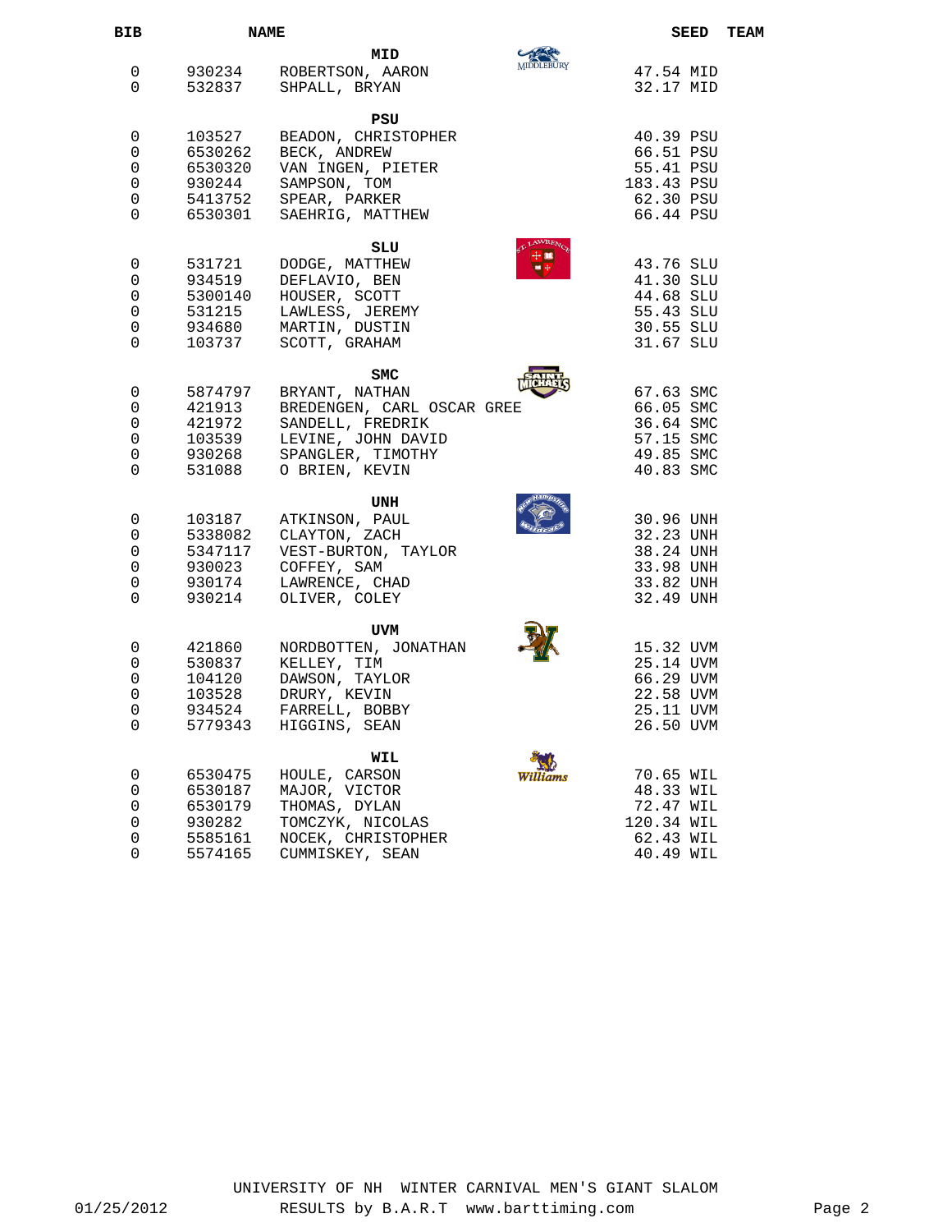| BIB | | NAME | SEED | TEAM |
|---|---|---|---|---|
| | | **MID** | | |
| 0 | 930234 | ROBERTSON, AARON | 47.54 | MID |
| 0 | 532837 | SHPALL, BRYAN | 32.17 | MID |
| | | **PSU** | | |
| 0 | 103527 | BEADON, CHRISTOPHER | 40.39 | PSU |
| 0 | 6530262 | BECK, ANDREW | 66.51 | PSU |
| 0 | 6530320 | VAN INGEN, PIETER | 55.41 | PSU |
| 0 | 930244 | SAMPSON, TOM | 183.43 | PSU |
| 0 | 5413752 | SPEAR, PARKER | 62.30 | PSU |
| 0 | 6530301 | SAEHRIG, MATTHEW | 66.44 | PSU |
| | | **SLU** | | |
| 0 | 531721 | DODGE, MATTHEW | 43.76 | SLU |
| 0 | 934519 | DEFLAVIO, BEN | 41.30 | SLU |
| 0 | 5300140 | HOUSER, SCOTT | 44.68 | SLU |
| 0 | 531215 | LAWLESS, JEREMY | 55.43 | SLU |
| 0 | 934680 | MARTIN, DUSTIN | 30.55 | SLU |
| 0 | 103737 | SCOTT, GRAHAM | 31.67 | SLU |
| | | **SMC** | | |
| 0 | 5874797 | BRYANT, NATHAN | 67.63 | SMC |
| 0 | 421913 | BREDENGEN, CARL OSCAR GREE | 66.05 | SMC |
| 0 | 421972 | SANDELL, FREDRIK | 36.64 | SMC |
| 0 | 103539 | LEVINE, JOHN DAVID | 57.15 | SMC |
| 0 | 930268 | SPANGLER, TIMOTHY | 49.85 | SMC |
| 0 | 531088 | O BRIEN, KEVIN | 40.83 | SMC |
| | | **UNH** | | |
| 0 | 103187 | ATKINSON, PAUL | 30.96 | UNH |
| 0 | 5338082 | CLAYTON, ZACH | 32.23 | UNH |
| 0 | 5347117 | VEST-BURTON, TAYLOR | 38.24 | UNH |
| 0 | 930023 | COFFEY, SAM | 33.98 | UNH |
| 0 | 930174 | LAWRENCE, CHAD | 33.82 | UNH |
| 0 | 930214 | OLIVER, COLEY | 32.49 | UNH |
| | | **UVM** | | |
| 0 | 421860 | NORDBOTTEN, JONATHAN | 15.32 | UVM |
| 0 | 530837 | KELLEY, TIM | 25.14 | UVM |
| 0 | 104120 | DAWSON, TAYLOR | 66.29 | UVM |
| 0 | 103528 | DRURY, KEVIN | 22.58 | UVM |
| 0 | 934524 | FARRELL, BOBBY | 25.11 | UVM |
| 0 | 5779343 | HIGGINS, SEAN | 26.50 | UVM |
| | | **WIL** | | |
| 0 | 6530475 | HOULE, CARSON | 70.65 | WIL |
| 0 | 6530187 | MAJOR, VICTOR | 48.33 | WIL |
| 0 | 6530179 | THOMAS, DYLAN | 72.47 | WIL |
| 0 | 930282 | TOMCZYK, NICOLAS | 120.34 | WIL |
| 0 | 5585161 | NOCEK, CHRISTOPHER | 62.43 | WIL |
| 0 | 5574165 | CUMMISKEY, SEAN | 40.49 | WIL |